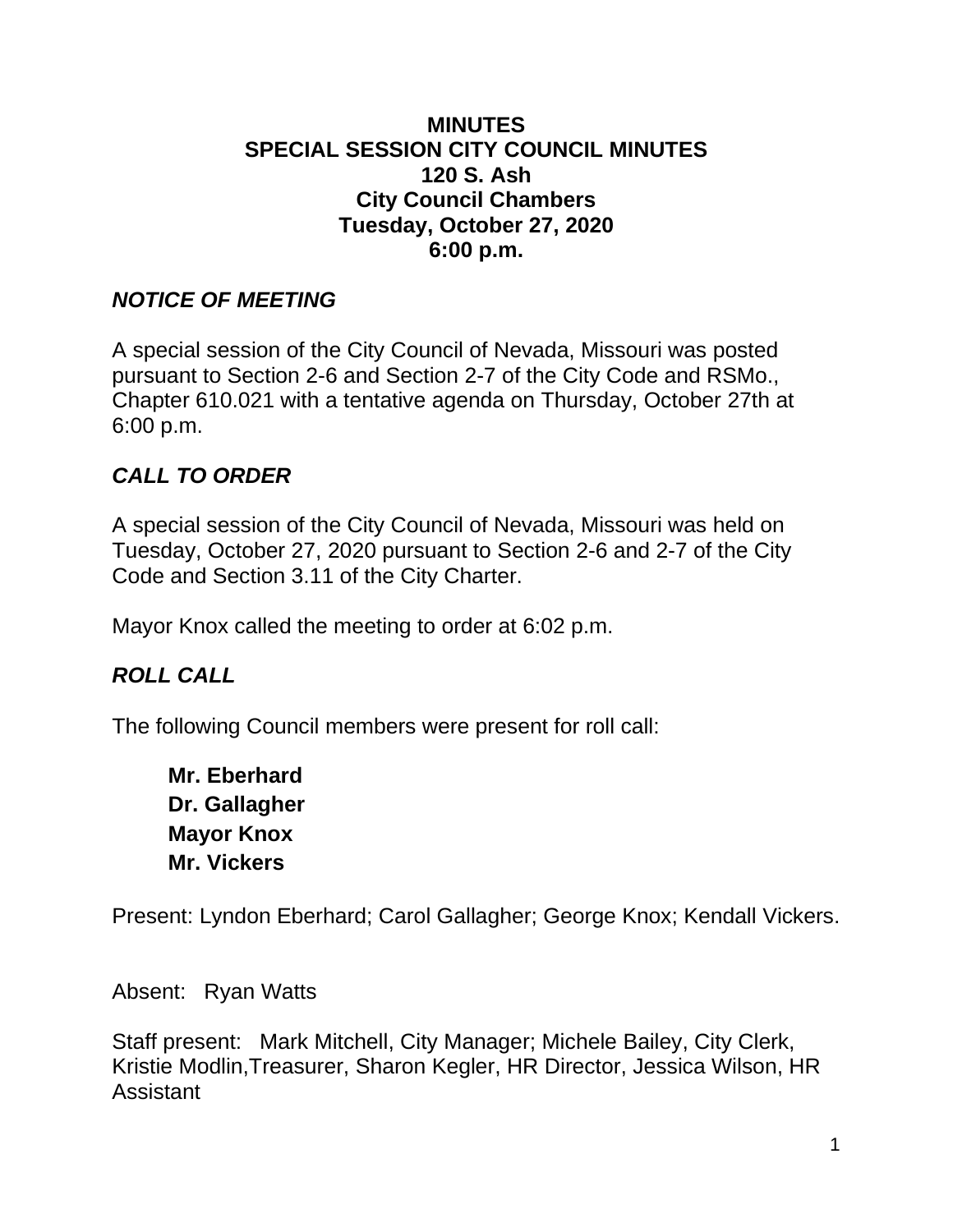# MINUTES
# SPECIAL SESSION CITY COUNCIL MINUTES
# 120 S. Ash
# City Council Chambers
# Tuesday, October 27, 2020
# 6:00 p.m.

## *NOTICE OF MEETING*

A special session of the City Council of Nevada, Missouri was posted pursuant to Section 2-6 and Section 2-7 of the City Code and RSMo., Chapter 610.021 with a tentative agenda on Thursday, October 27th at 6:00 p.m.

## *CALL TO ORDER*

A special session of the City Council of Nevada, Missouri was held on Tuesday, October 27, 2020 pursuant to Section 2-6 and 2-7 of the City Code and Section 3.11 of the City Charter.

Mayor Knox called the meeting to order at 6:02 p.m.

## *ROLL CALL*

The following Council members were present for roll call:

**Mr. Eberhard**
**Dr. Gallagher**
**Mayor Knox**
**Mr. Vickers**

Present: Lyndon Eberhard; Carol Gallagher; George Knox; Kendall Vickers.

Absent: Ryan Watts

Staff present: Mark Mitchell, City Manager; Michele Bailey, City Clerk, Kristie Modlin,Treasurer, Sharon Kegler, HR Director, Jessica Wilson, HR Assistant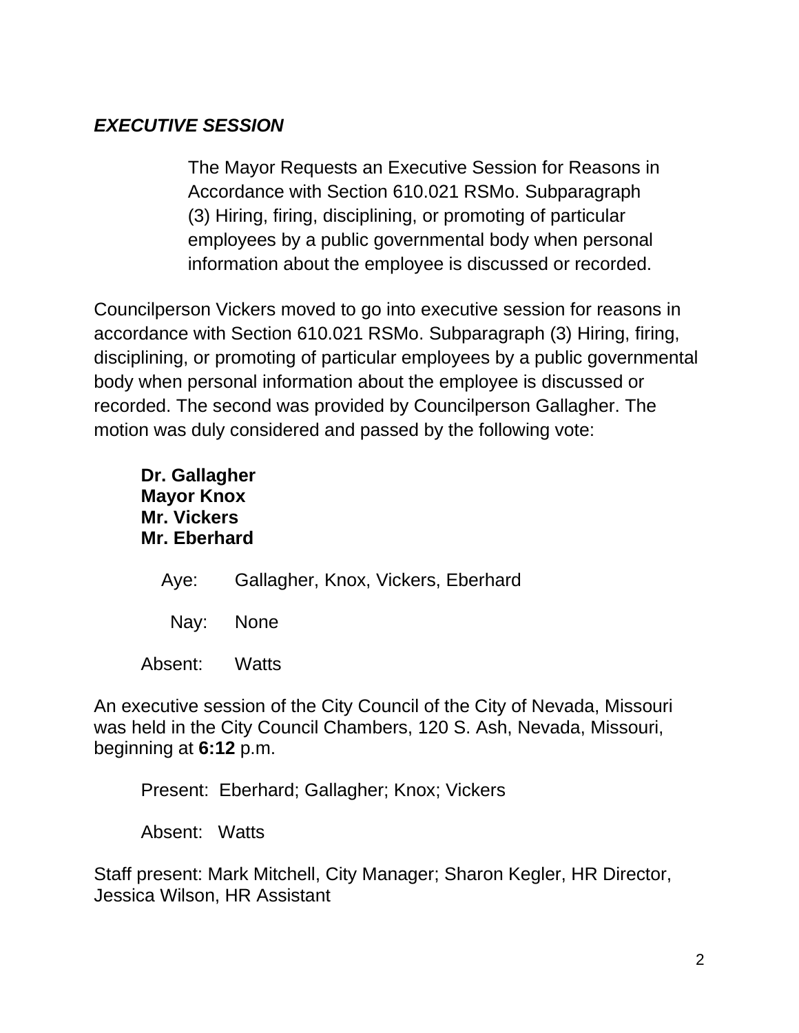***EXECUTIVE SESSION***

> The Mayor Requests an Executive Session for Reasons in Accordance with Section 610.021 RSMo. Subparagraph (3) Hiring, firing, disciplining, or promoting of particular employees by a public governmental body when personal information about the employee is discussed or recorded.

Councilperson Vickers moved to go into executive session for reasons in accordance with Section 610.021 RSMo. Subparagraph (3) Hiring, firing, disciplining, or promoting of particular employees by a public governmental body when personal information about the employee is discussed or recorded. The second was provided by Councilperson Gallagher. The motion was duly considered and passed by the following vote:

**Dr. Gallagher**
**Mayor Knox**
**Mr. Vickers**
**Mr. Eberhard**

Aye: Gallagher, Knox, Vickers, Eberhard

Nay: None

Absent: Watts

An executive session of the City Council of the City of Nevada, Missouri was held in the City Council Chambers, 120 S. Ash, Nevada, Missouri, beginning at **6:12** p.m.

Present: Eberhard; Gallagher; Knox; Vickers

Absent: Watts

Staff present: Mark Mitchell, City Manager; Sharon Kegler, HR Director, Jessica Wilson, HR Assistant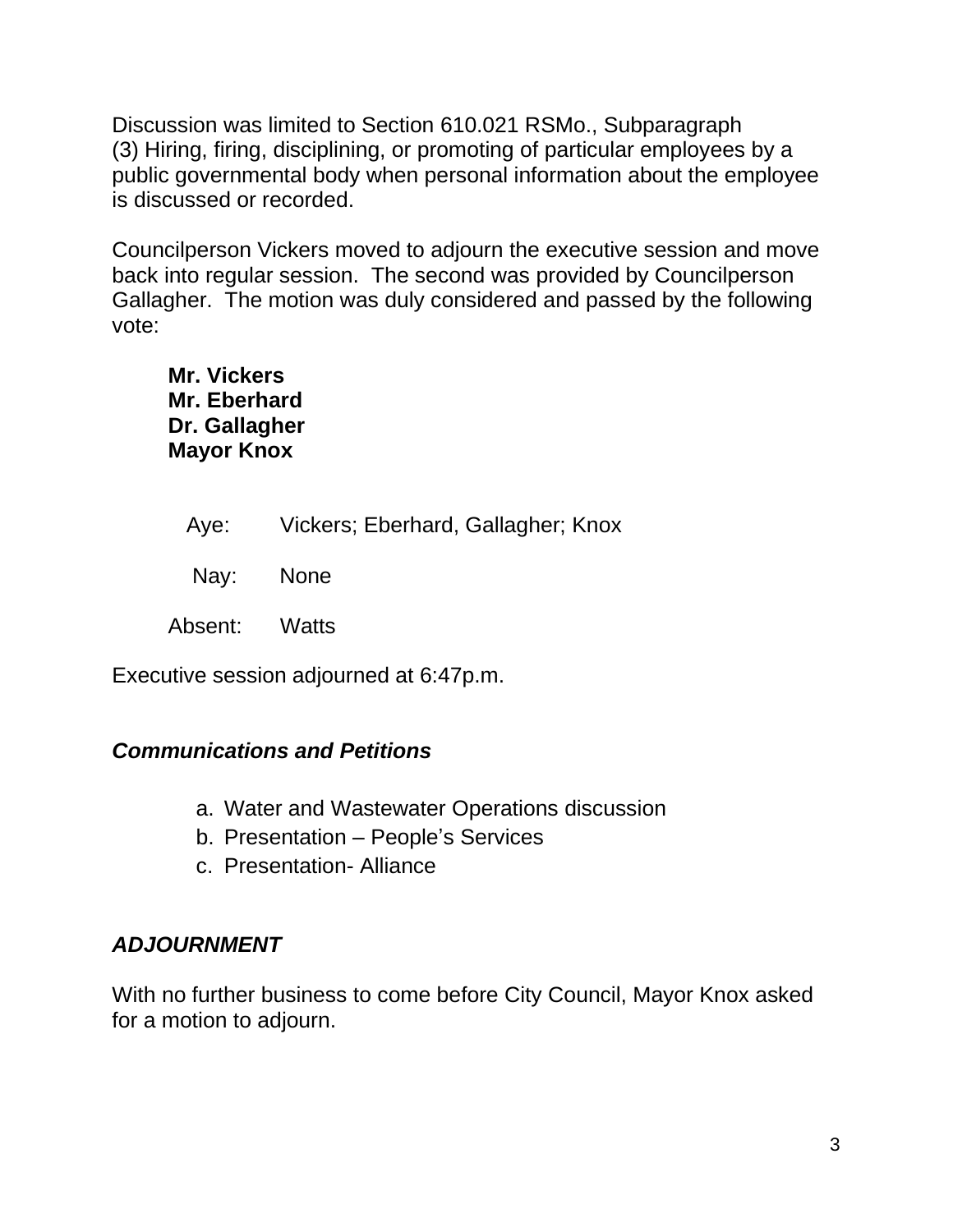Discussion was limited to Section 610.021 RSMo., Subparagraph (3) Hiring, firing, disciplining, or promoting of particular employees by a public governmental body when personal information about the employee is discussed or recorded.

Councilperson Vickers moved to adjourn the executive session and move back into regular session. The second was provided by Councilperson Gallagher. The motion was duly considered and passed by the following vote:

**Mr. Vickers**
**Mr. Eberhard**
**Dr. Gallagher**
**Mayor Knox**

Aye: Vickers; Eberhard, Gallagher; Knox

Nay: None

Absent: Watts

Executive session adjourned at 6:47p.m.

***Communications and Petitions***

a. Water and Wastewater Operations discussion
b. Presentation – People's Services
c. Presentation- Alliance

***ADJOURNMENT***

With no further business to come before City Council, Mayor Knox asked for a motion to adjourn.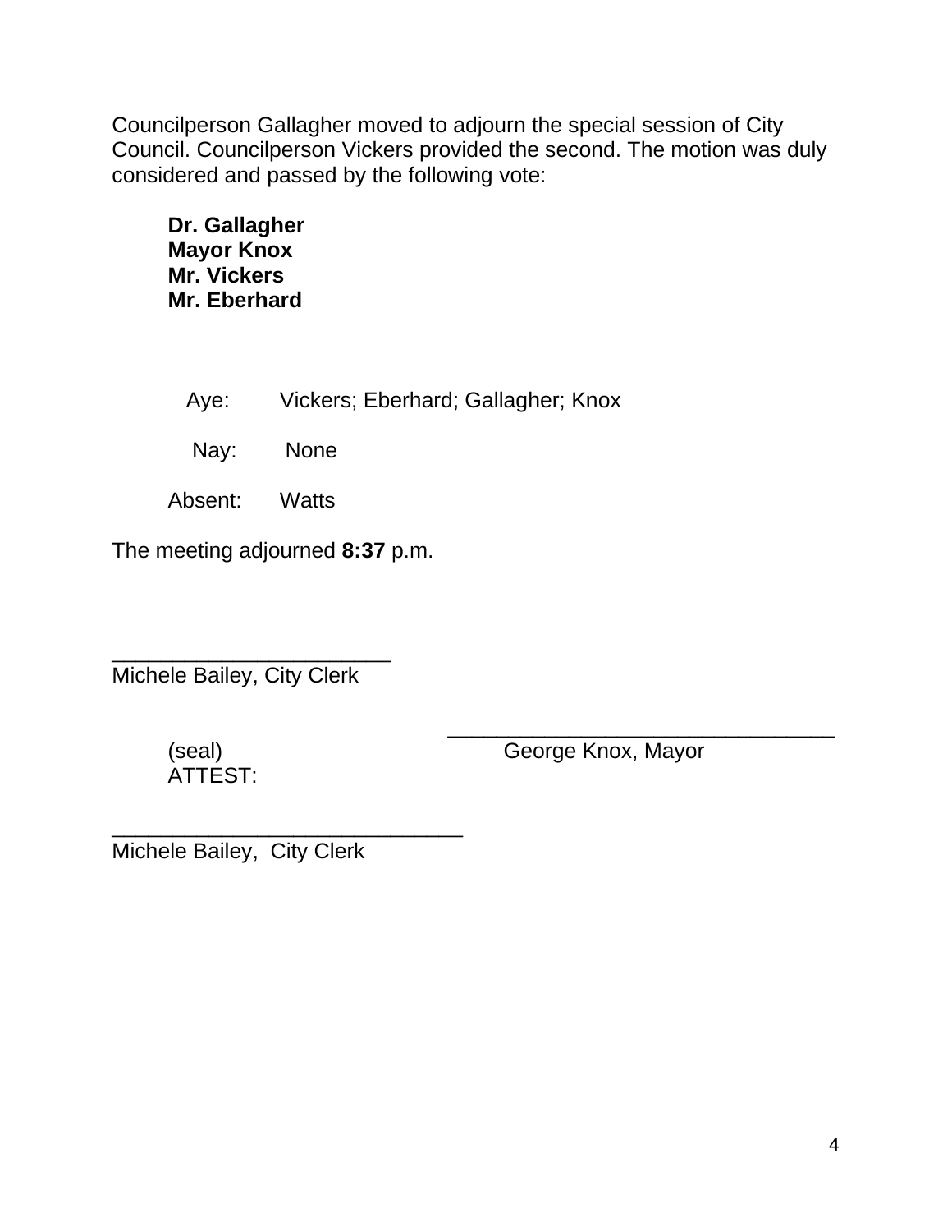Councilperson Gallagher moved to adjourn the special session of City Council. Councilperson Vickers provided the second. The motion was duly considered and passed by the following vote:

**Dr. Gallagher**
**Mayor Knox**
**Mr. Vickers**
**Mr. Eberhard**

Aye: Vickers; Eberhard; Gallagher; Knox

Nay: None

Absent: Watts

The meeting adjourned **8:37** p.m.

______________________
Michele Bailey, City Clerk

________________________________
George Knox, Mayor

(seal)
ATTEST:

_____________________________
Michele Bailey, City Clerk